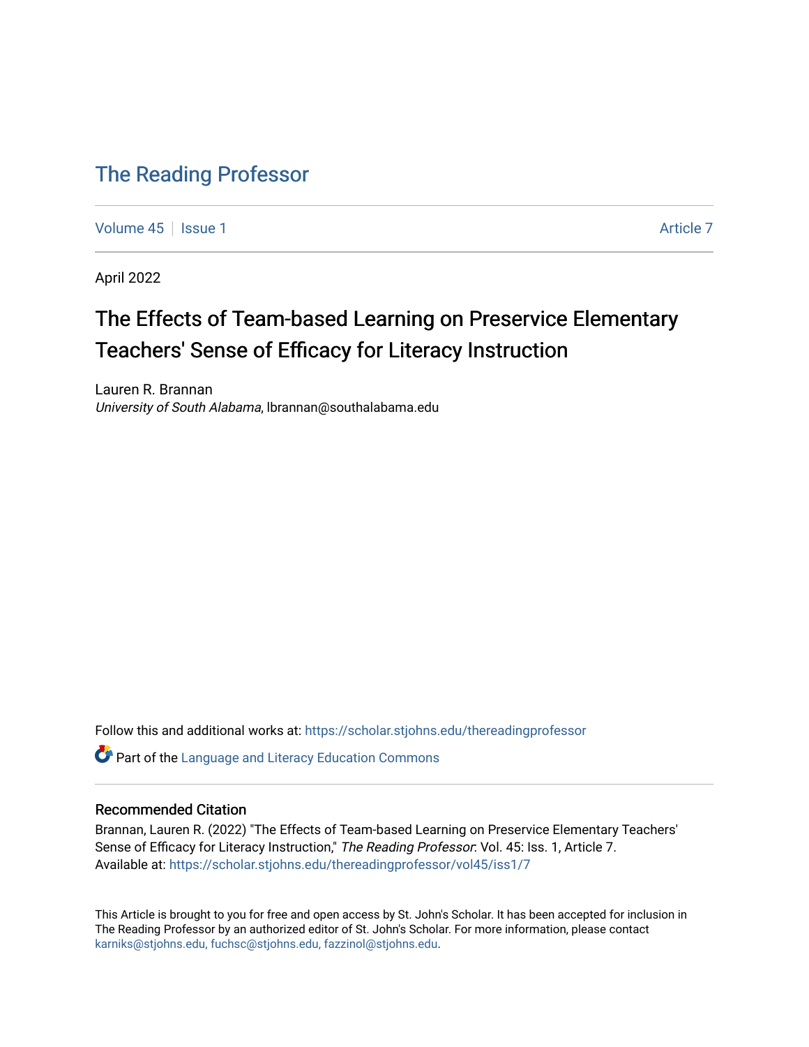# The Reading Professor

Volume 45 | Issue 1 | Article 7

April 2022

## The Effects of Team-based Learning on Preservice Elementary Teachers' Sense of Efficacy for Literacy Instruction

Lauren R. Brannan
*University of South Alabama*, lbrannan@southalabama.edu

Follow this and additional works at: https://scholar.stjohns.edu/thereadingprofessor

Part of the Language and Literacy Education Commons

### Recommended Citation

Brannan, Lauren R. (2022) "The Effects of Team-based Learning on Preservice Elementary Teachers' Sense of Efficacy for Literacy Instruction," *The Reading Professor*: Vol. 45: Iss. 1, Article 7.
Available at: https://scholar.stjohns.edu/thereadingprofessor/vol45/iss1/7

This Article is brought to you for free and open access by St. John's Scholar. It has been accepted for inclusion in The Reading Professor by an authorized editor of St. John's Scholar. For more information, please contact karniks@stjohns.edu, fuchsc@stjohns.edu, fazzinol@stjohns.edu.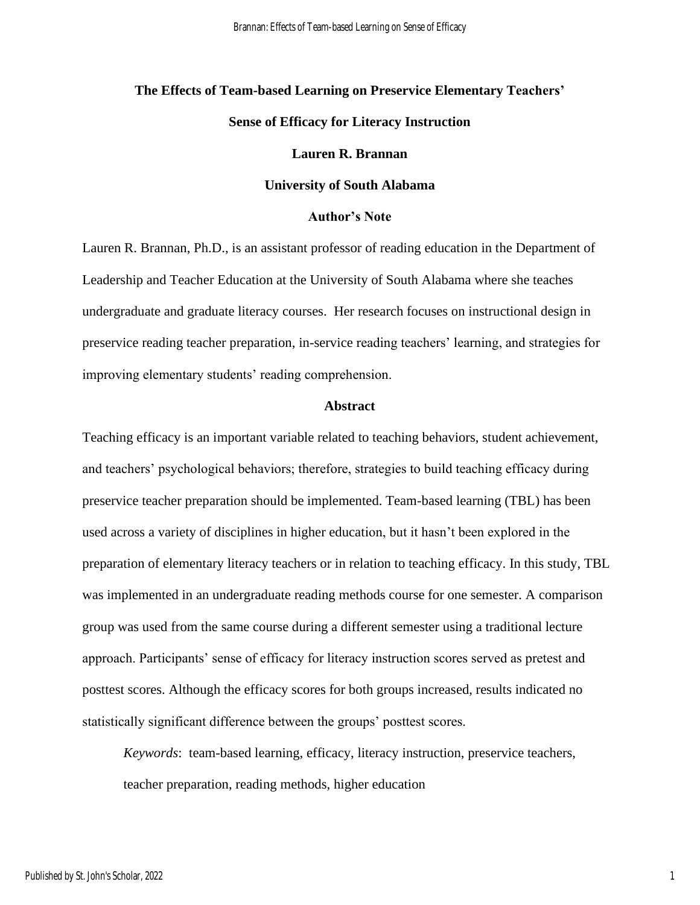# The Effects of Team-based Learning on Preservice Elementary Teachers' Sense of Efficacy for Literacy Instruction

**Lauren R. Brannan**

**University of South Alabama**

## Author's Note

Lauren R. Brannan, Ph.D., is an assistant professor of reading education in the Department of Leadership and Teacher Education at the University of South Alabama where she teaches undergraduate and graduate literacy courses. Her research focuses on instructional design in preservice reading teacher preparation, in-service reading teachers' learning, and strategies for improving elementary students' reading comprehension.

## Abstract

Teaching efficacy is an important variable related to teaching behaviors, student achievement, and teachers' psychological behaviors; therefore, strategies to build teaching efficacy during preservice teacher preparation should be implemented. Team-based learning (TBL) has been used across a variety of disciplines in higher education, but it hasn't been explored in the preparation of elementary literacy teachers or in relation to teaching efficacy. In this study, TBL was implemented in an undergraduate reading methods course for one semester. A comparison group was used from the same course during a different semester using a traditional lecture approach. Participants' sense of efficacy for literacy instruction scores served as pretest and posttest scores. Although the efficacy scores for both groups increased, results indicated no statistically significant difference between the groups' posttest scores.

*Keywords*: team-based learning, efficacy, literacy instruction, preservice teachers, teacher preparation, reading methods, higher education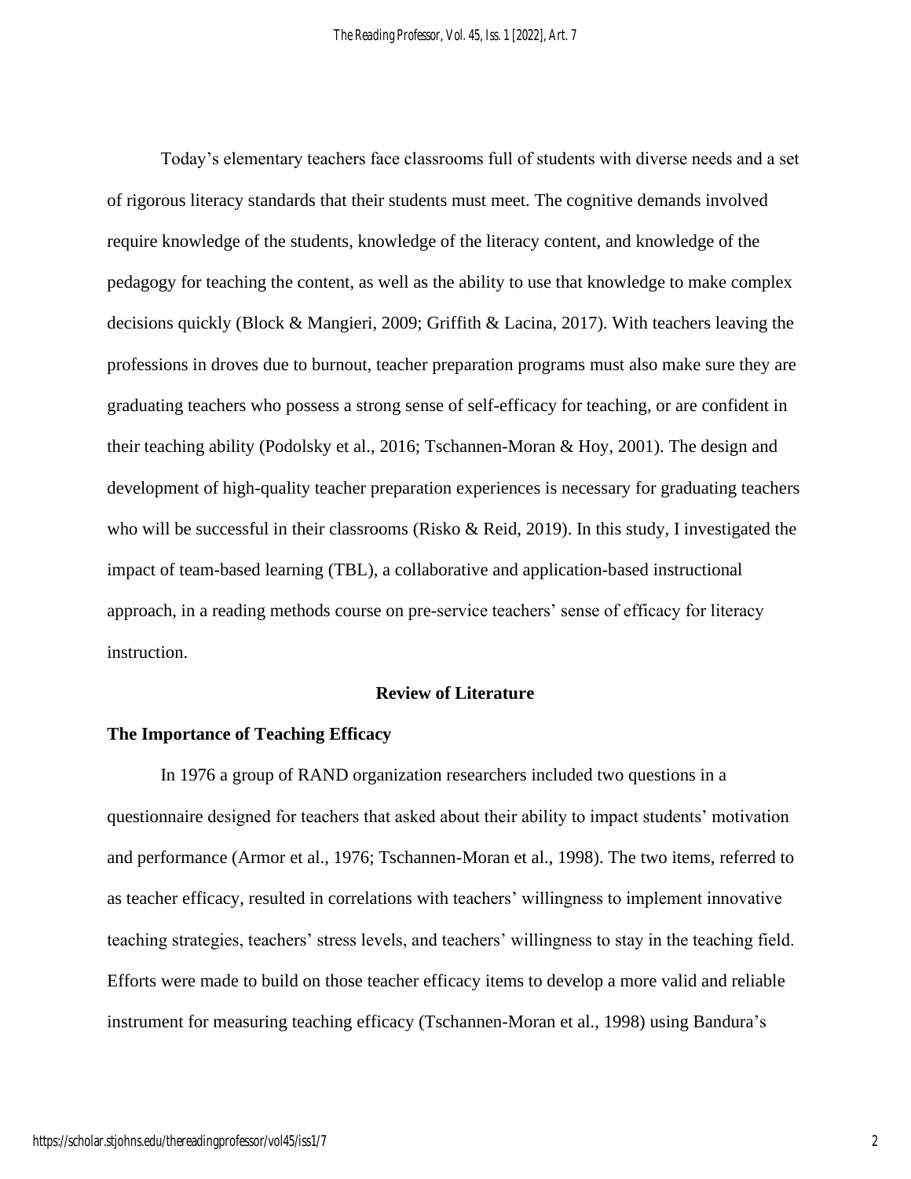Today's elementary teachers face classrooms full of students with diverse needs and a set of rigorous literacy standards that their students must meet. The cognitive demands involved require knowledge of the students, knowledge of the literacy content, and knowledge of the pedagogy for teaching the content, as well as the ability to use that knowledge to make complex decisions quickly (Block & Mangieri, 2009; Griffith & Lacina, 2017). With teachers leaving the professions in droves due to burnout, teacher preparation programs must also make sure they are graduating teachers who possess a strong sense of self-efficacy for teaching, or are confident in their teaching ability (Podolsky et al., 2016; Tschannen-Moran & Hoy, 2001). The design and development of high-quality teacher preparation experiences is necessary for graduating teachers who will be successful in their classrooms (Risko & Reid, 2019). In this study, I investigated the impact of team-based learning (TBL), a collaborative and application-based instructional approach, in a reading methods course on pre-service teachers' sense of efficacy for literacy instruction.

## Review of Literature

### The Importance of Teaching Efficacy

In 1976 a group of RAND organization researchers included two questions in a questionnaire designed for teachers that asked about their ability to impact students' motivation and performance (Armor et al., 1976; Tschannen-Moran et al., 1998). The two items, referred to as teacher efficacy, resulted in correlations with teachers' willingness to implement innovative teaching strategies, teachers' stress levels, and teachers' willingness to stay in the teaching field. Efforts were made to build on those teacher efficacy items to develop a more valid and reliable instrument for measuring teaching efficacy (Tschannen-Moran et al., 1998) using Bandura's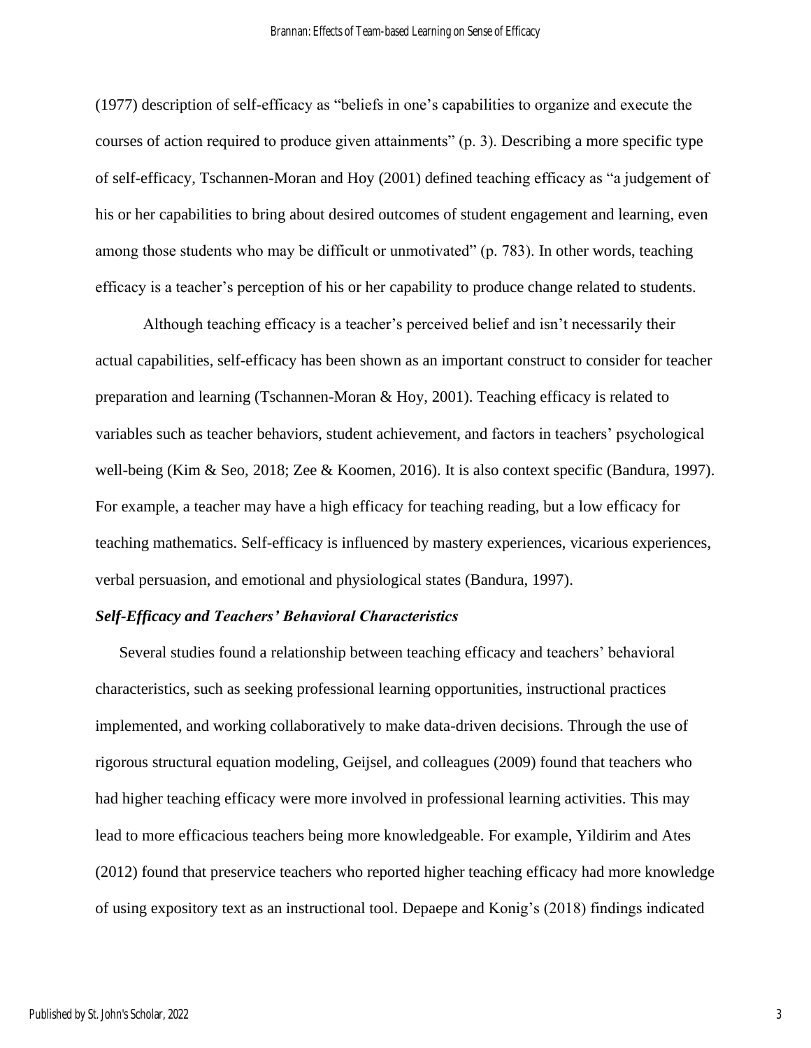(1977) description of self-efficacy as "beliefs in one's capabilities to organize and execute the courses of action required to produce given attainments" (p. 3). Describing a more specific type of self-efficacy, Tschannen-Moran and Hoy (2001) defined teaching efficacy as "a judgement of his or her capabilities to bring about desired outcomes of student engagement and learning, even among those students who may be difficult or unmotivated" (p. 783). In other words, teaching efficacy is a teacher's perception of his or her capability to produce change related to students.

Although teaching efficacy is a teacher's perceived belief and isn't necessarily their actual capabilities, self-efficacy has been shown as an important construct to consider for teacher preparation and learning (Tschannen-Moran & Hoy, 2001). Teaching efficacy is related to variables such as teacher behaviors, student achievement, and factors in teachers' psychological well-being (Kim & Seo, 2018; Zee & Koomen, 2016). It is also context specific (Bandura, 1997). For example, a teacher may have a high efficacy for teaching reading, but a low efficacy for teaching mathematics. Self-efficacy is influenced by mastery experiences, vicarious experiences, verbal persuasion, and emotional and physiological states (Bandura, 1997).

***Self-Efficacy and Teachers' Behavioral Characteristics***

Several studies found a relationship between teaching efficacy and teachers' behavioral characteristics, such as seeking professional learning opportunities, instructional practices implemented, and working collaboratively to make data-driven decisions. Through the use of rigorous structural equation modeling, Geijsel, and colleagues (2009) found that teachers who had higher teaching efficacy were more involved in professional learning activities. This may lead to more efficacious teachers being more knowledgeable. For example, Yildirim and Ates (2012) found that preservice teachers who reported higher teaching efficacy had more knowledge of using expository text as an instructional tool. Depaepe and Konig's (2018) findings indicated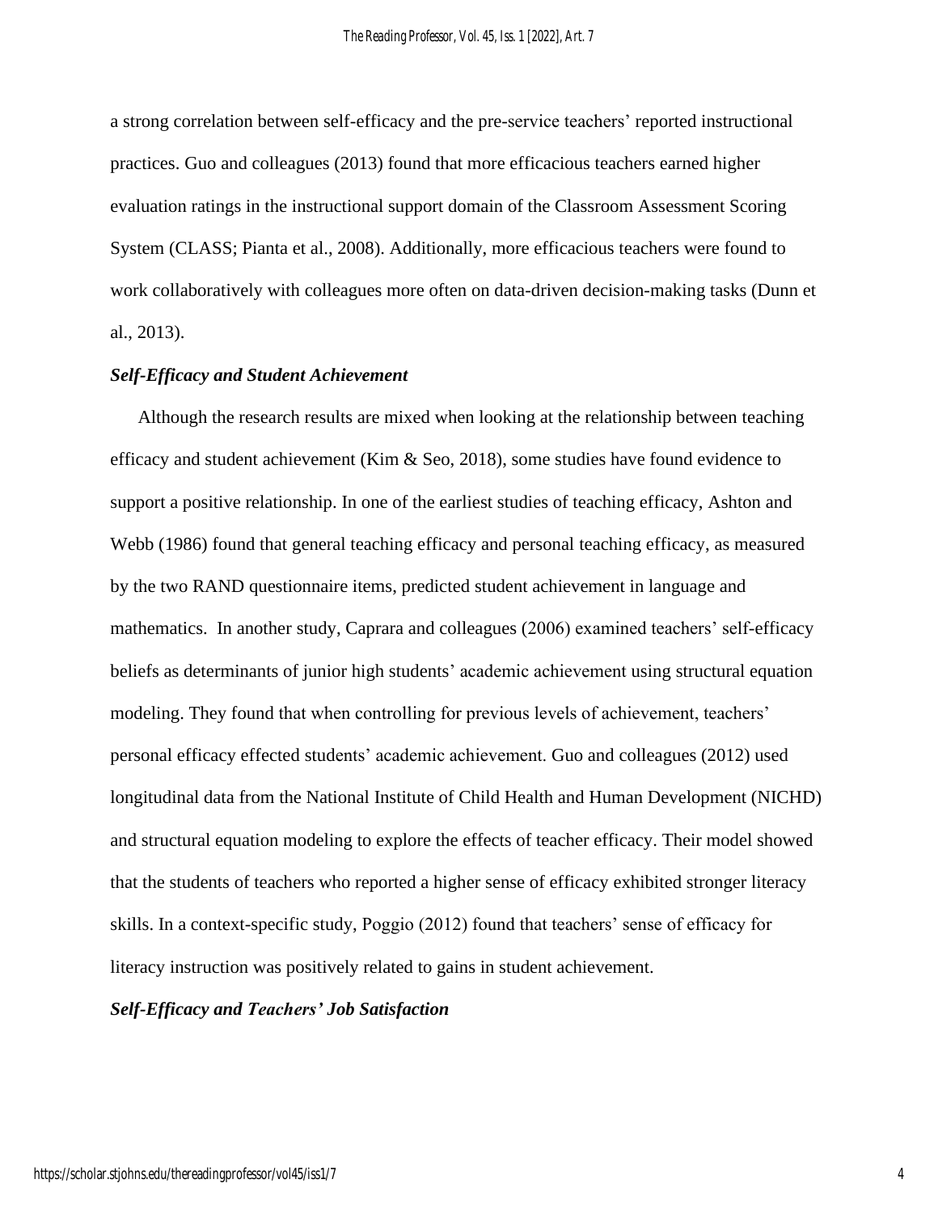a strong correlation between self-efficacy and the pre-service teachers' reported instructional practices. Guo and colleagues (2013) found that more efficacious teachers earned higher evaluation ratings in the instructional support domain of the Classroom Assessment Scoring System (CLASS; Pianta et al., 2008). Additionally, more efficacious teachers were found to work collaboratively with colleagues more often on data-driven decision-making tasks (Dunn et al., 2013).

### *Self-Efficacy and Student Achievement*

Although the research results are mixed when looking at the relationship between teaching efficacy and student achievement (Kim & Seo, 2018), some studies have found evidence to support a positive relationship. In one of the earliest studies of teaching efficacy, Ashton and Webb (1986) found that general teaching efficacy and personal teaching efficacy, as measured by the two RAND questionnaire items, predicted student achievement in language and mathematics. In another study, Caprara and colleagues (2006) examined teachers' self-efficacy beliefs as determinants of junior high students' academic achievement using structural equation modeling. They found that when controlling for previous levels of achievement, teachers' personal efficacy effected students' academic achievement. Guo and colleagues (2012) used longitudinal data from the National Institute of Child Health and Human Development (NICHD) and structural equation modeling to explore the effects of teacher efficacy. Their model showed that the students of teachers who reported a higher sense of efficacy exhibited stronger literacy skills. In a context-specific study, Poggio (2012) found that teachers' sense of efficacy for literacy instruction was positively related to gains in student achievement.

### *Self-Efficacy and Teachers' Job Satisfaction*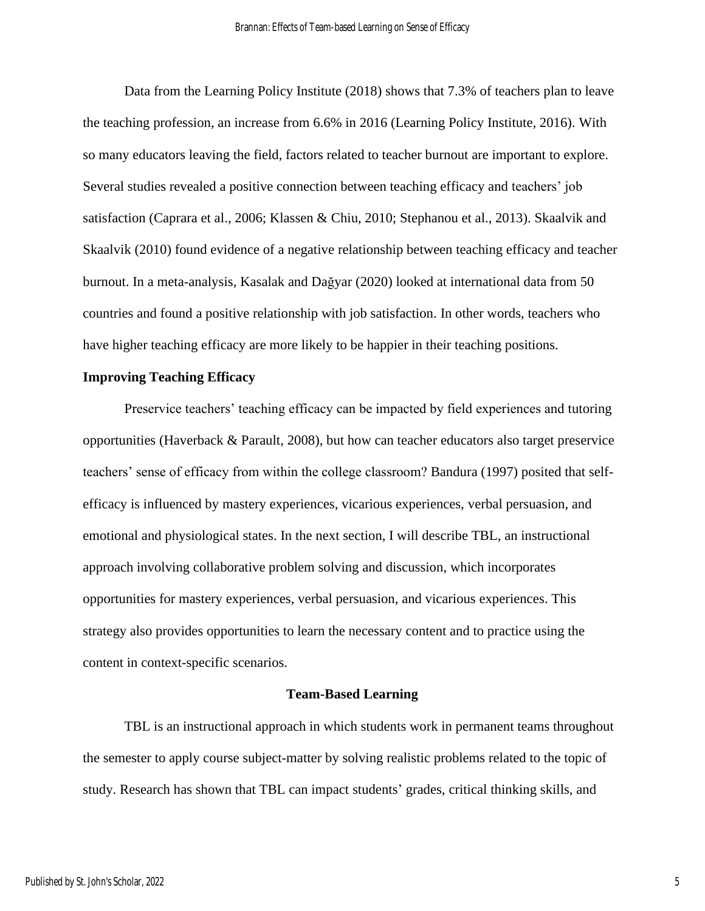Data from the Learning Policy Institute (2018) shows that 7.3% of teachers plan to leave the teaching profession, an increase from 6.6% in 2016 (Learning Policy Institute, 2016). With so many educators leaving the field, factors related to teacher burnout are important to explore. Several studies revealed a positive connection between teaching efficacy and teachers' job satisfaction (Caprara et al., 2006; Klassen & Chiu, 2010; Stephanou et al., 2013). Skaalvik and Skaalvik (2010) found evidence of a negative relationship between teaching efficacy and teacher burnout. In a meta-analysis, Kasalak and Dağyar (2020) looked at international data from 50 countries and found a positive relationship with job satisfaction. In other words, teachers who have higher teaching efficacy are more likely to be happier in their teaching positions.

### Improving Teaching Efficacy

Preservice teachers' teaching efficacy can be impacted by field experiences and tutoring opportunities (Haverback & Parault, 2008), but how can teacher educators also target preservice teachers' sense of efficacy from within the college classroom? Bandura (1997) posited that self-efficacy is influenced by mastery experiences, vicarious experiences, verbal persuasion, and emotional and physiological states. In the next section, I will describe TBL, an instructional approach involving collaborative problem solving and discussion, which incorporates opportunities for mastery experiences, verbal persuasion, and vicarious experiences. This strategy also provides opportunities to learn the necessary content and to practice using the content in context-specific scenarios.

## Team-Based Learning

TBL is an instructional approach in which students work in permanent teams throughout the semester to apply course subject-matter by solving realistic problems related to the topic of study. Research has shown that TBL can impact students' grades, critical thinking skills, and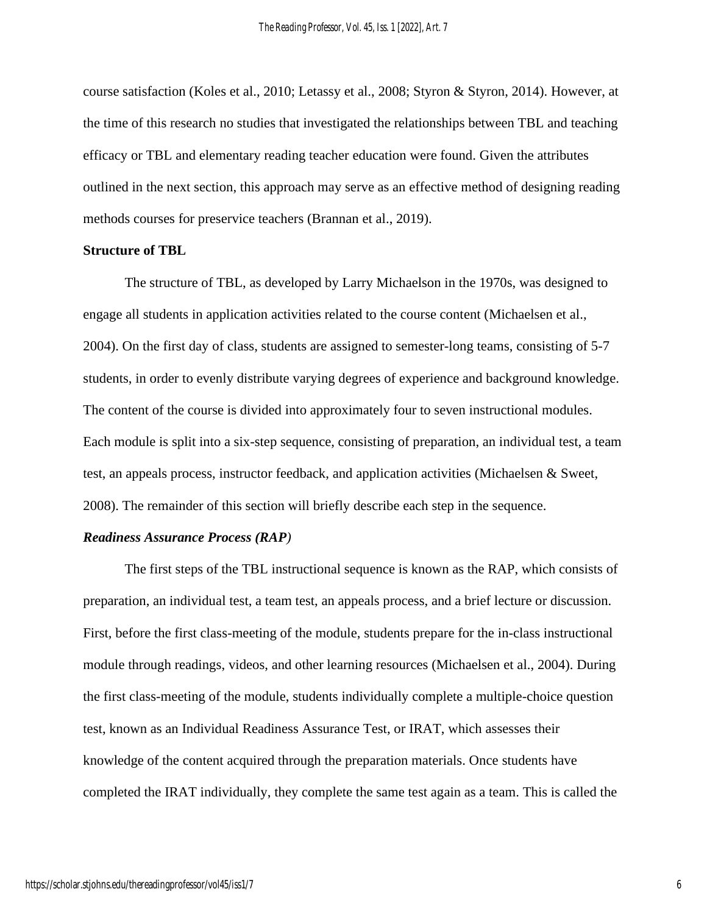course satisfaction (Koles et al., 2010; Letassy et al., 2008; Styron & Styron, 2014). However, at the time of this research no studies that investigated the relationships between TBL and teaching efficacy or TBL and elementary reading teacher education were found. Given the attributes outlined in the next section, this approach may serve as an effective method of designing reading methods courses for preservice teachers (Brannan et al., 2019).

**Structure of TBL**

The structure of TBL, as developed by Larry Michaelson in the 1970s, was designed to engage all students in application activities related to the course content (Michaelsen et al., 2004). On the first day of class, students are assigned to semester-long teams, consisting of 5-7 students, in order to evenly distribute varying degrees of experience and background knowledge. The content of the course is divided into approximately four to seven instructional modules. Each module is split into a six-step sequence, consisting of preparation, an individual test, a team test, an appeals process, instructor feedback, and application activities (Michaelsen & Sweet, 2008). The remainder of this section will briefly describe each step in the sequence.

***Readiness Assurance Process (RAP)***

The first steps of the TBL instructional sequence is known as the RAP, which consists of preparation, an individual test, a team test, an appeals process, and a brief lecture or discussion. First, before the first class-meeting of the module, students prepare for the in-class instructional module through readings, videos, and other learning resources (Michaelsen et al., 2004). During the first class-meeting of the module, students individually complete a multiple-choice question test, known as an Individual Readiness Assurance Test, or IRAT, which assesses their knowledge of the content acquired through the preparation materials. Once students have completed the IRAT individually, they complete the same test again as a team. This is called the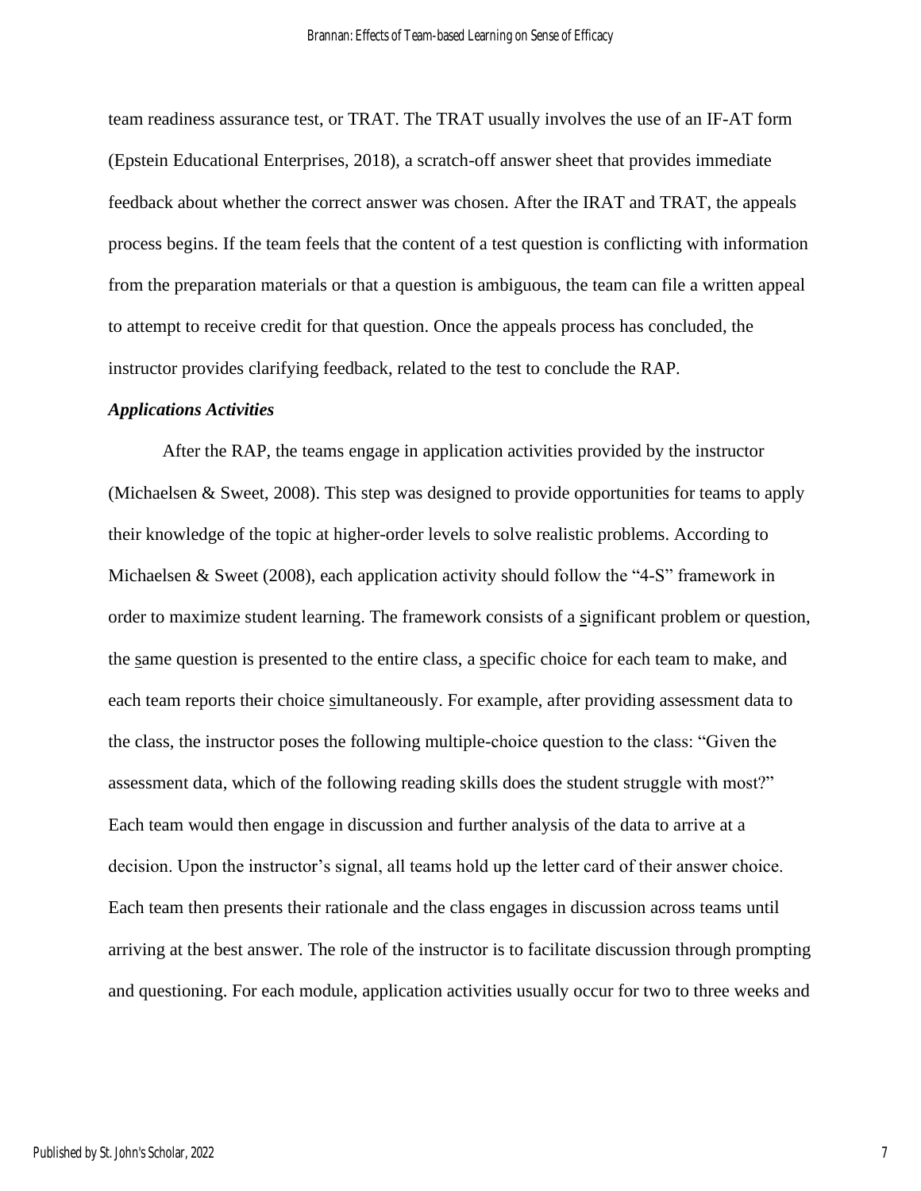team readiness assurance test, or TRAT. The TRAT usually involves the use of an IF-AT form (Epstein Educational Enterprises, 2018), a scratch-off answer sheet that provides immediate feedback about whether the correct answer was chosen. After the IRAT and TRAT, the appeals process begins. If the team feels that the content of a test question is conflicting with information from the preparation materials or that a question is ambiguous, the team can file a written appeal to attempt to receive credit for that question. Once the appeals process has concluded, the instructor provides clarifying feedback, related to the test to conclude the RAP.

### *Applications Activities*

After the RAP, the teams engage in application activities provided by the instructor (Michaelsen & Sweet, 2008). This step was designed to provide opportunities for teams to apply their knowledge of the topic at higher-order levels to solve realistic problems. According to Michaelsen & Sweet (2008), each application activity should follow the "4-S" framework in order to maximize student learning. The framework consists of a significant problem or question, the same question is presented to the entire class, a specific choice for each team to make, and each team reports their choice simultaneously. For example, after providing assessment data to the class, the instructor poses the following multiple-choice question to the class: "Given the assessment data, which of the following reading skills does the student struggle with most?" Each team would then engage in discussion and further analysis of the data to arrive at a decision. Upon the instructor's signal, all teams hold up the letter card of their answer choice. Each team then presents their rationale and the class engages in discussion across teams until arriving at the best answer. The role of the instructor is to facilitate discussion through prompting and questioning. For each module, application activities usually occur for two to three weeks and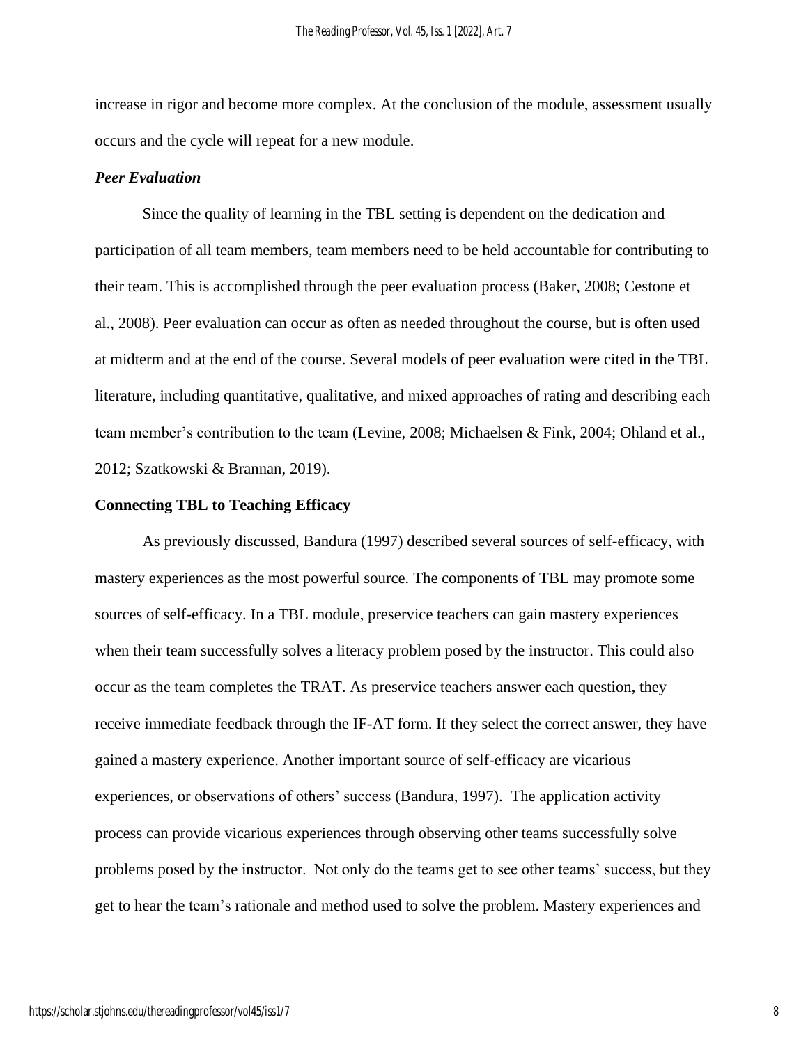increase in rigor and become more complex. At the conclusion of the module, assessment usually occurs and the cycle will repeat for a new module.

### *Peer Evaluation*

Since the quality of learning in the TBL setting is dependent on the dedication and participation of all team members, team members need to be held accountable for contributing to their team. This is accomplished through the peer evaluation process (Baker, 2008; Cestone et al., 2008). Peer evaluation can occur as often as needed throughout the course, but is often used at midterm and at the end of the course. Several models of peer evaluation were cited in the TBL literature, including quantitative, qualitative, and mixed approaches of rating and describing each team member's contribution to the team (Levine, 2008; Michaelsen & Fink, 2004; Ohland et al., 2012; Szatkowski & Brannan, 2019).

## Connecting TBL to Teaching Efficacy

As previously discussed, Bandura (1997) described several sources of self-efficacy, with mastery experiences as the most powerful source. The components of TBL may promote some sources of self-efficacy. In a TBL module, preservice teachers can gain mastery experiences when their team successfully solves a literacy problem posed by the instructor. This could also occur as the team completes the TRAT. As preservice teachers answer each question, they receive immediate feedback through the IF-AT form. If they select the correct answer, they have gained a mastery experience. Another important source of self-efficacy are vicarious experiences, or observations of others' success (Bandura, 1997). The application activity process can provide vicarious experiences through observing other teams successfully solve problems posed by the instructor. Not only do the teams get to see other teams' success, but they get to hear the team's rationale and method used to solve the problem. Mastery experiences and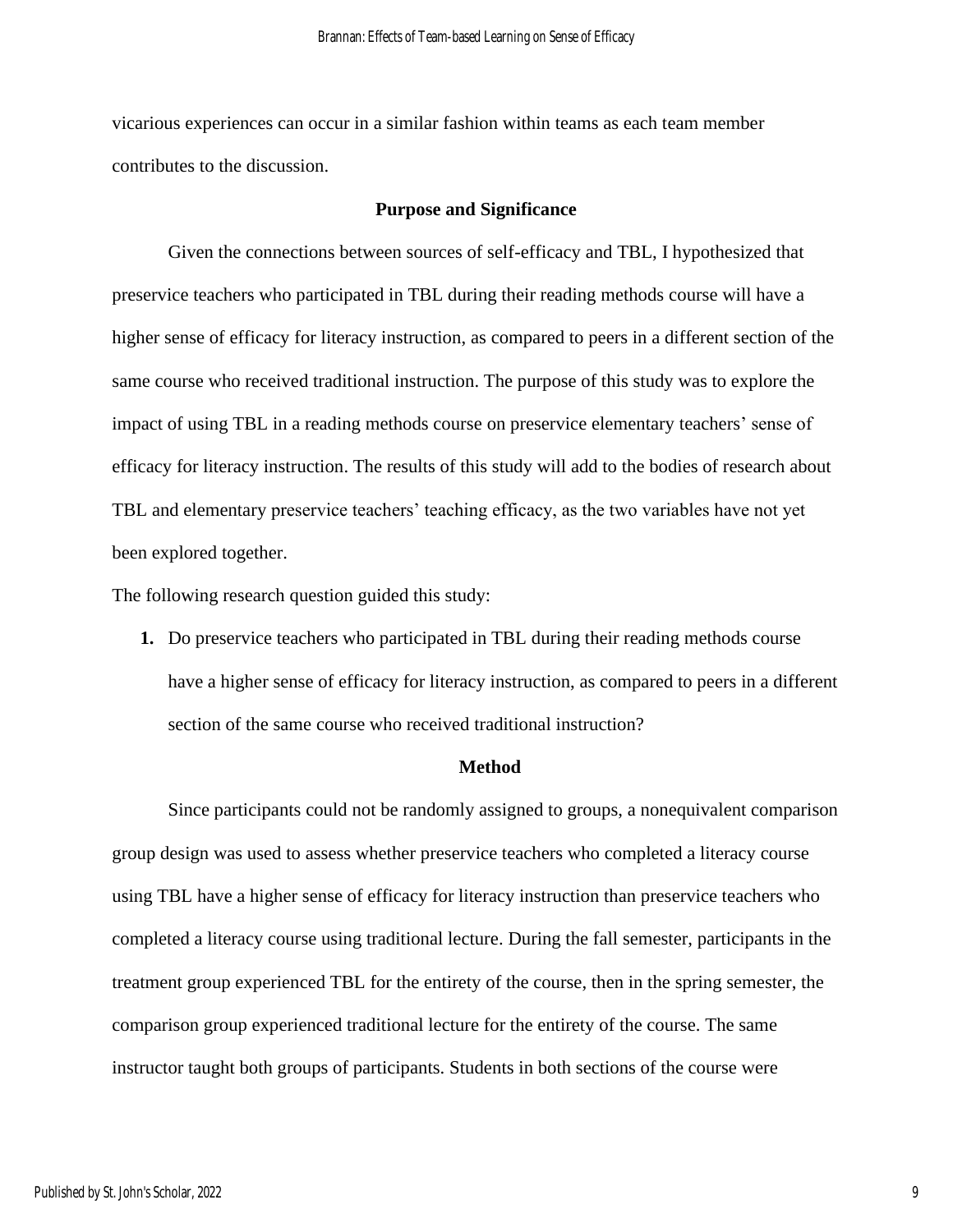vicarious experiences can occur in a similar fashion within teams as each team member contributes to the discussion.

## Purpose and Significance

Given the connections between sources of self-efficacy and TBL, I hypothesized that preservice teachers who participated in TBL during their reading methods course will have a higher sense of efficacy for literacy instruction, as compared to peers in a different section of the same course who received traditional instruction. The purpose of this study was to explore the impact of using TBL in a reading methods course on preservice elementary teachers' sense of efficacy for literacy instruction. The results of this study will add to the bodies of research about TBL and elementary preservice teachers' teaching efficacy, as the two variables have not yet been explored together.

The following research question guided this study:

1. Do preservice teachers who participated in TBL during their reading methods course have a higher sense of efficacy for literacy instruction, as compared to peers in a different section of the same course who received traditional instruction?

## Method

Since participants could not be randomly assigned to groups, a nonequivalent comparison group design was used to assess whether preservice teachers who completed a literacy course using TBL have a higher sense of efficacy for literacy instruction than preservice teachers who completed a literacy course using traditional lecture. During the fall semester, participants in the treatment group experienced TBL for the entirety of the course, then in the spring semester, the comparison group experienced traditional lecture for the entirety of the course. The same instructor taught both groups of participants. Students in both sections of the course were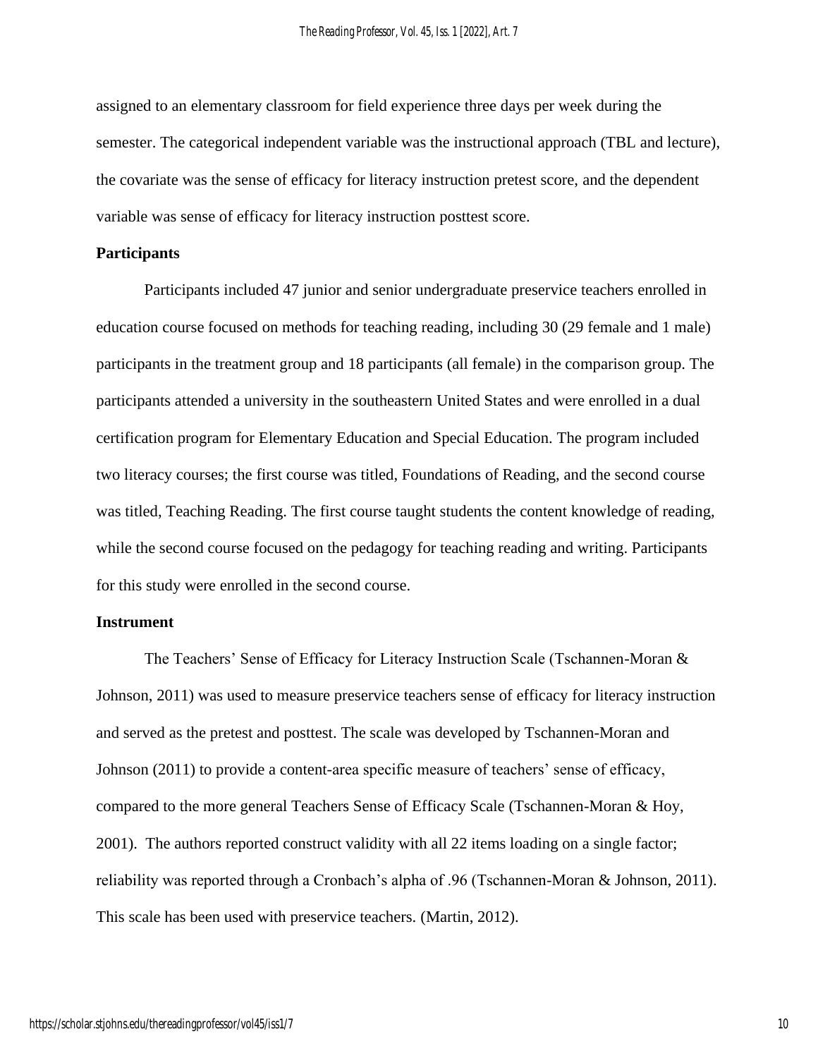assigned to an elementary classroom for field experience three days per week during the semester. The categorical independent variable was the instructional approach (TBL and lecture), the covariate was the sense of efficacy for literacy instruction pretest score, and the dependent variable was sense of efficacy for literacy instruction posttest score.

**Participants**

Participants included 47 junior and senior undergraduate preservice teachers enrolled in education course focused on methods for teaching reading, including 30 (29 female and 1 male) participants in the treatment group and 18 participants (all female) in the comparison group. The participants attended a university in the southeastern United States and were enrolled in a dual certification program for Elementary Education and Special Education. The program included two literacy courses; the first course was titled, Foundations of Reading, and the second course was titled, Teaching Reading. The first course taught students the content knowledge of reading, while the second course focused on the pedagogy for teaching reading and writing. Participants for this study were enrolled in the second course.

**Instrument**

The Teachers' Sense of Efficacy for Literacy Instruction Scale (Tschannen-Moran & Johnson, 2011) was used to measure preservice teachers sense of efficacy for literacy instruction and served as the pretest and posttest. The scale was developed by Tschannen-Moran and Johnson (2011) to provide a content-area specific measure of teachers' sense of efficacy, compared to the more general Teachers Sense of Efficacy Scale (Tschannen-Moran & Hoy, 2001). The authors reported construct validity with all 22 items loading on a single factor; reliability was reported through a Cronbach's alpha of .96 (Tschannen-Moran & Johnson, 2011). This scale has been used with preservice teachers. (Martin, 2012).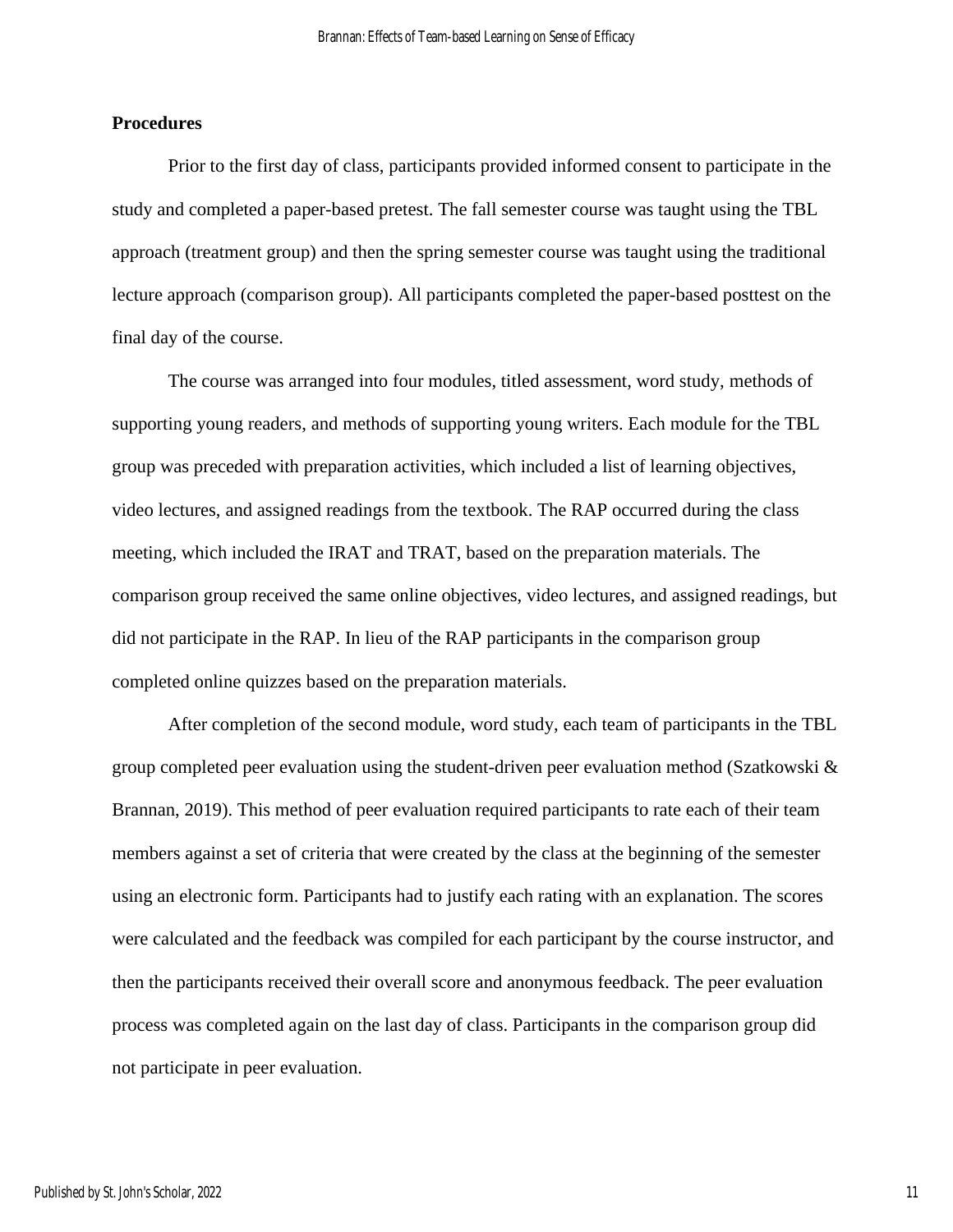**Procedures**

Prior to the first day of class, participants provided informed consent to participate in the study and completed a paper-based pretest. The fall semester course was taught using the TBL approach (treatment group) and then the spring semester course was taught using the traditional lecture approach (comparison group). All participants completed the paper-based posttest on the final day of the course.

The course was arranged into four modules, titled assessment, word study, methods of supporting young readers, and methods of supporting young writers. Each module for the TBL group was preceded with preparation activities, which included a list of learning objectives, video lectures, and assigned readings from the textbook. The RAP occurred during the class meeting, which included the IRAT and TRAT, based on the preparation materials. The comparison group received the same online objectives, video lectures, and assigned readings, but did not participate in the RAP. In lieu of the RAP participants in the comparison group completed online quizzes based on the preparation materials.

After completion of the second module, word study, each team of participants in the TBL group completed peer evaluation using the student-driven peer evaluation method (Szatkowski & Brannan, 2019). This method of peer evaluation required participants to rate each of their team members against a set of criteria that were created by the class at the beginning of the semester using an electronic form. Participants had to justify each rating with an explanation. The scores were calculated and the feedback was compiled for each participant by the course instructor, and then the participants received their overall score and anonymous feedback. The peer evaluation process was completed again on the last day of class. Participants in the comparison group did not participate in peer evaluation.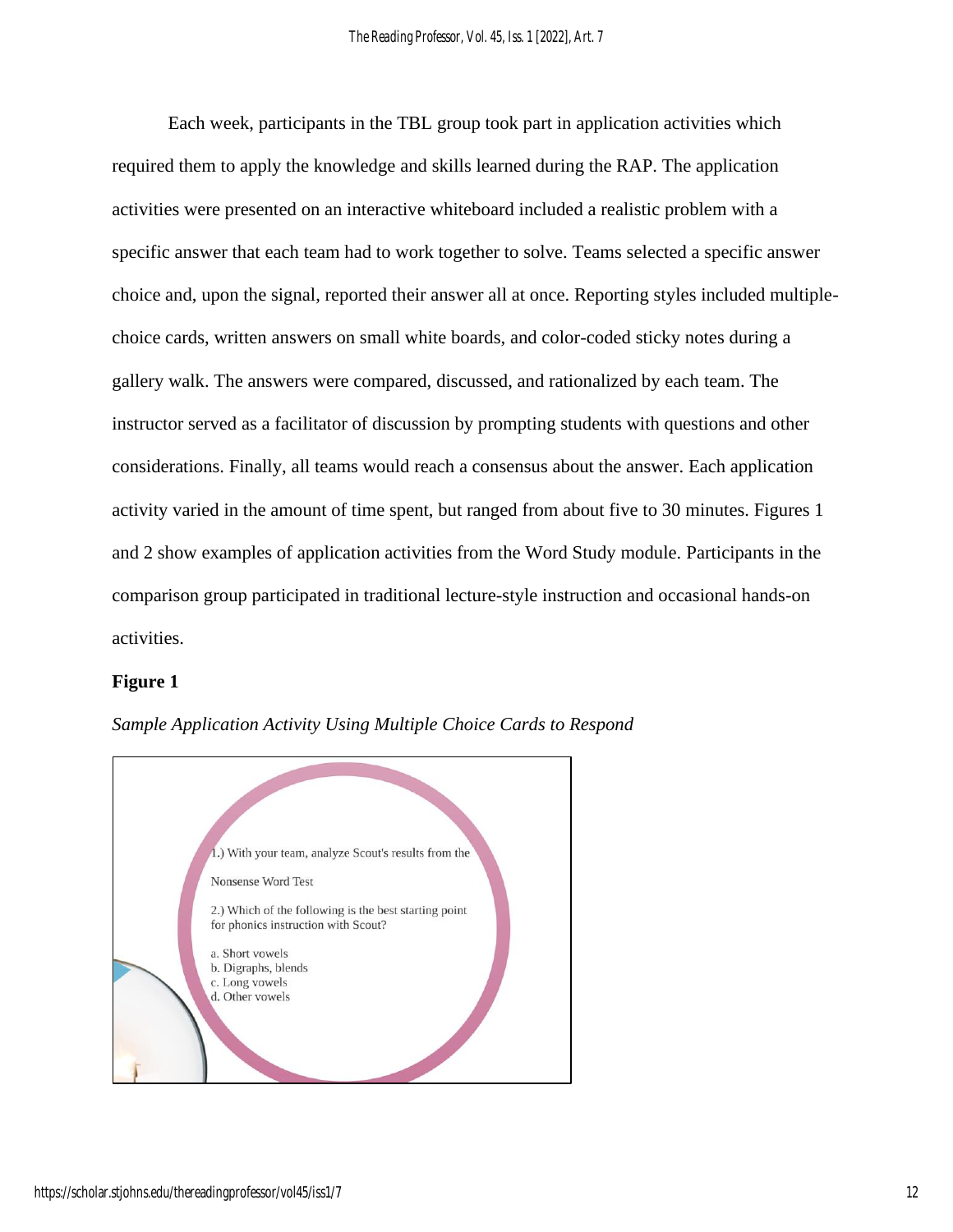Each week, participants in the TBL group took part in application activities which required them to apply the knowledge and skills learned during the RAP. The application activities were presented on an interactive whiteboard included a realistic problem with a specific answer that each team had to work together to solve. Teams selected a specific answer choice and, upon the signal, reported their answer all at once. Reporting styles included multiple-choice cards, written answers on small white boards, and color-coded sticky notes during a gallery walk. The answers were compared, discussed, and rationalized by each team. The instructor served as a facilitator of discussion by prompting students with questions and other considerations. Finally, all teams would reach a consensus about the answer. Each application activity varied in the amount of time spent, but ranged from about five to 30 minutes. Figures 1 and 2 show examples of application activities from the Word Study module. Participants in the comparison group participated in traditional lecture-style instruction and occasional hands-on activities.

**Figure 1**

*Sample Application Activity Using Multiple Choice Cards to Respond*

1.) With your team, analyze Scout's results from the Nonsense Word Test

2.) Which of the following is the best starting point for phonics instruction with Scout?

a. Short vowels
b. Digraphs, blends
c. Long vowels
d. Other vowels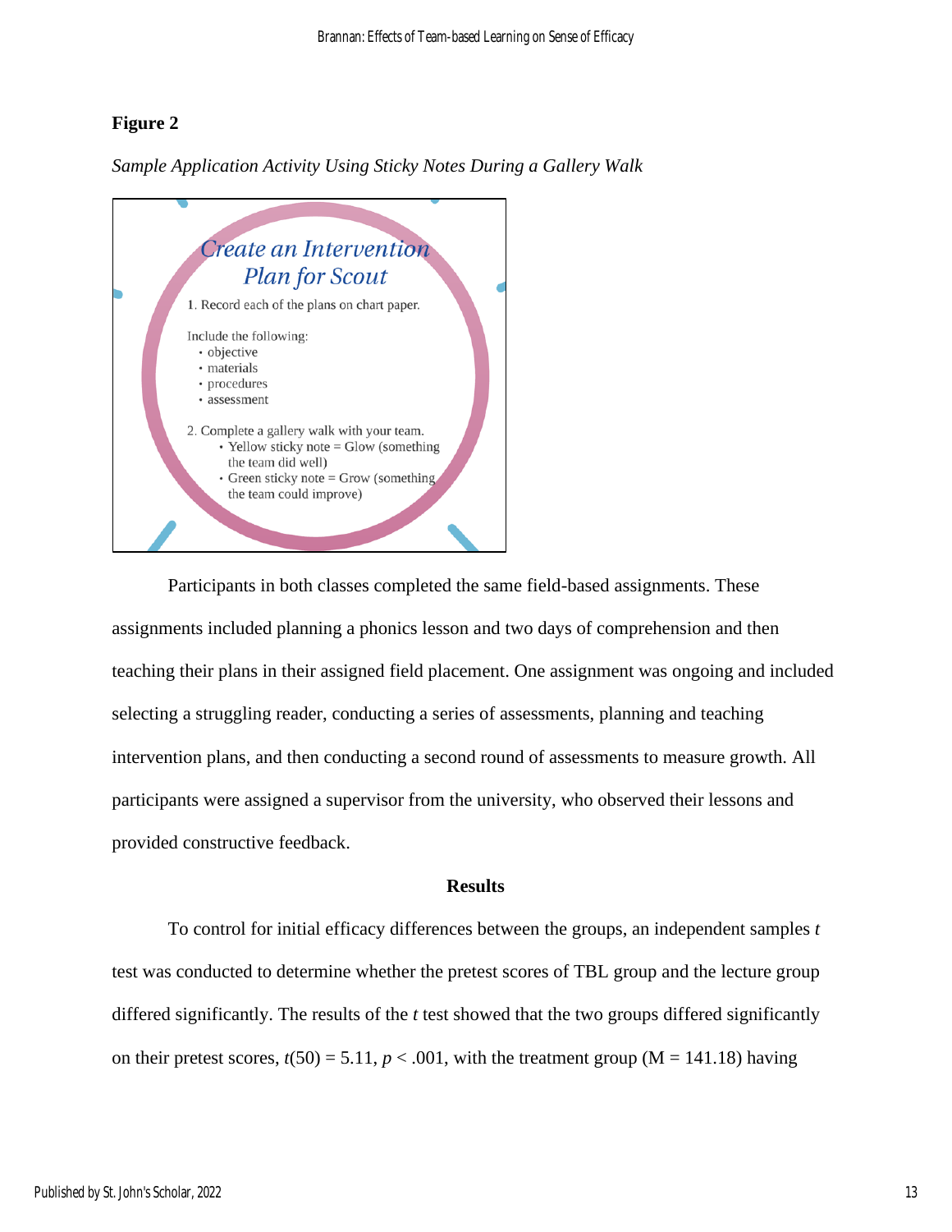**Figure 2**

*Sample Application Activity Using Sticky Notes During a Gallery Walk*

*Create an Intervention Plan for Scout*

1. Record each of the plans on chart paper.

Include the following:
- objective
- materials
- procedures
- assessment

2. Complete a gallery walk with your team.
   - Yellow sticky note = Glow (something the team did well)
   - Green sticky note = Grow (something the team could improve)

Participants in both classes completed the same field-based assignments. These assignments included planning a phonics lesson and two days of comprehension and then teaching their plans in their assigned field placement. One assignment was ongoing and included selecting a struggling reader, conducting a series of assessments, planning and teaching intervention plans, and then conducting a second round of assessments to measure growth. All participants were assigned a supervisor from the university, who observed their lessons and provided constructive feedback.

## Results

To control for initial efficacy differences between the groups, an independent samples $t$ test was conducted to determine whether the pretest scores of TBL group and the lecture group differed significantly. The results of the $t$ test showed that the two groups differed significantly on their pretest scores, $t(50) = 5.11$, $p < .001$, with the treatment group (M = 141.18) having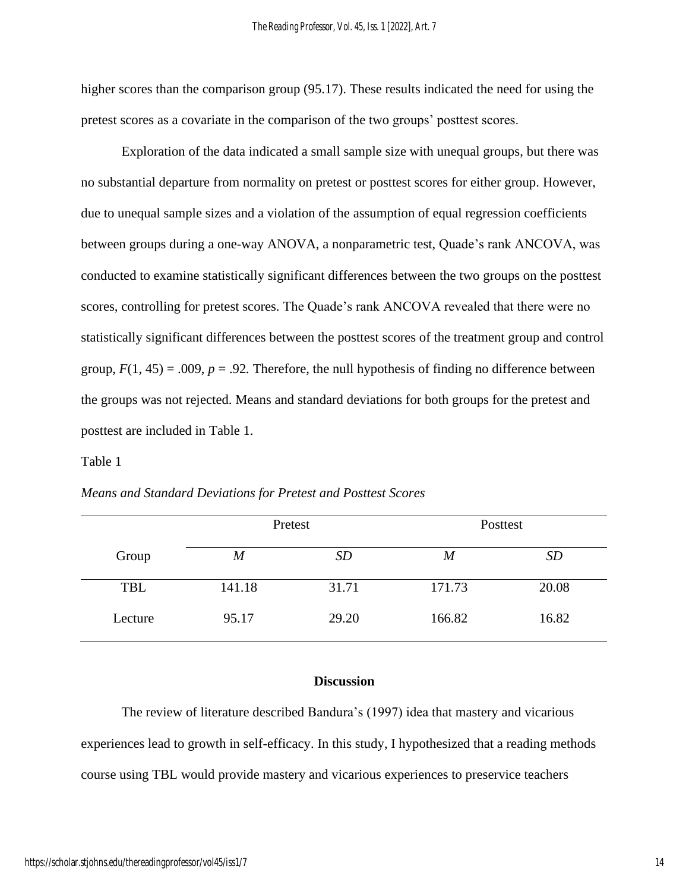higher scores than the comparison group (95.17). These results indicated the need for using the pretest scores as a covariate in the comparison of the two groups' posttest scores.

Exploration of the data indicated a small sample size with unequal groups, but there was no substantial departure from normality on pretest or posttest scores for either group. However, due to unequal sample sizes and a violation of the assumption of equal regression coefficients between groups during a one-way ANOVA, a nonparametric test, Quade's rank ANCOVA, was conducted to examine statistically significant differences between the two groups on the posttest scores, controlling for pretest scores. The Quade's rank ANCOVA revealed that there were no statistically significant differences between the posttest scores of the treatment group and control group, $F(1, 45) = .009$, $p = .92$. Therefore, the null hypothesis of finding no difference between the groups was not rejected. Means and standard deviations for both groups for the pretest and posttest are included in Table 1.

Table 1

*Means and Standard Deviations for Pretest and Posttest Scores*

| | Pretest | | Posttest | |
|---|---|---|---|---|
| Group | *M* | *SD* | *M* | *SD* |
| TBL | 141.18 | 31.71 | 171.73 | 20.08 |
| Lecture | 95.17 | 29.20 | 166.82 | 16.82 |

## Discussion

The review of literature described Bandura's (1997) idea that mastery and vicarious experiences lead to growth in self-efficacy. In this study, I hypothesized that a reading methods course using TBL would provide mastery and vicarious experiences to preservice teachers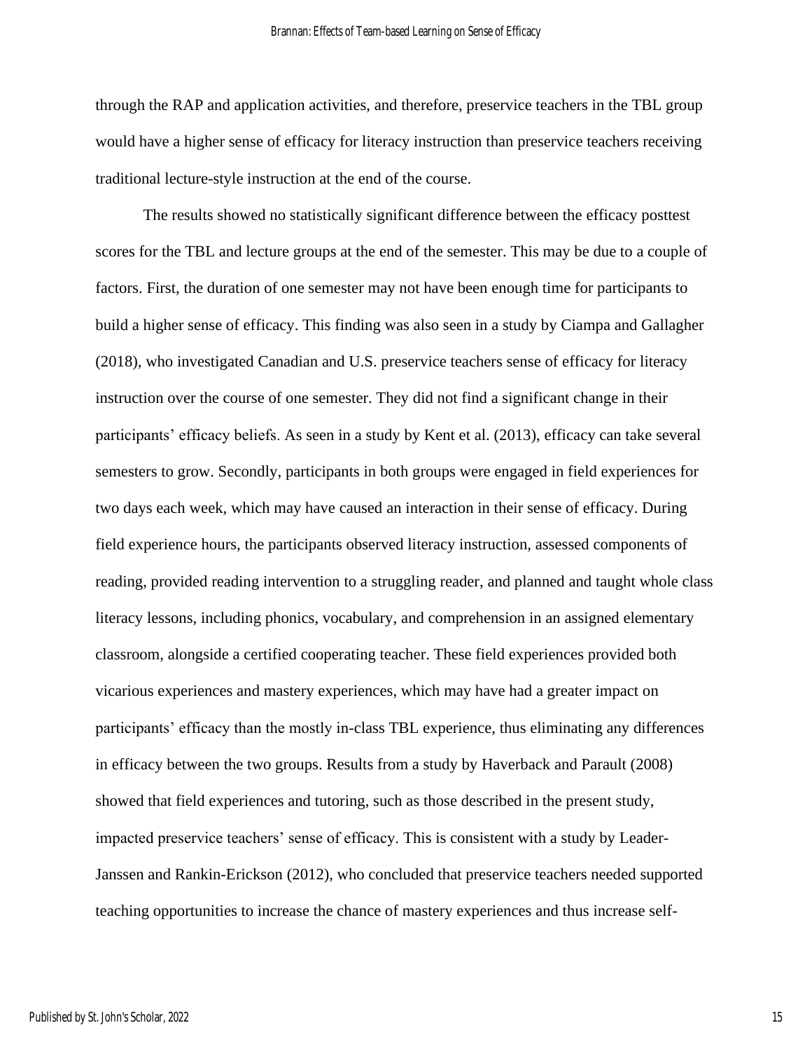through the RAP and application activities, and therefore, preservice teachers in the TBL group would have a higher sense of efficacy for literacy instruction than preservice teachers receiving traditional lecture-style instruction at the end of the course.

The results showed no statistically significant difference between the efficacy posttest scores for the TBL and lecture groups at the end of the semester. This may be due to a couple of factors. First, the duration of one semester may not have been enough time for participants to build a higher sense of efficacy. This finding was also seen in a study by Ciampa and Gallagher (2018), who investigated Canadian and U.S. preservice teachers sense of efficacy for literacy instruction over the course of one semester. They did not find a significant change in their participants' efficacy beliefs. As seen in a study by Kent et al. (2013), efficacy can take several semesters to grow. Secondly, participants in both groups were engaged in field experiences for two days each week, which may have caused an interaction in their sense of efficacy. During field experience hours, the participants observed literacy instruction, assessed components of reading, provided reading intervention to a struggling reader, and planned and taught whole class literacy lessons, including phonics, vocabulary, and comprehension in an assigned elementary classroom, alongside a certified cooperating teacher. These field experiences provided both vicarious experiences and mastery experiences, which may have had a greater impact on participants' efficacy than the mostly in-class TBL experience, thus eliminating any differences in efficacy between the two groups. Results from a study by Haverback and Parault (2008) showed that field experiences and tutoring, such as those described in the present study, impacted preservice teachers' sense of efficacy. This is consistent with a study by Leader-Janssen and Rankin-Erickson (2012), who concluded that preservice teachers needed supported teaching opportunities to increase the chance of mastery experiences and thus increase self-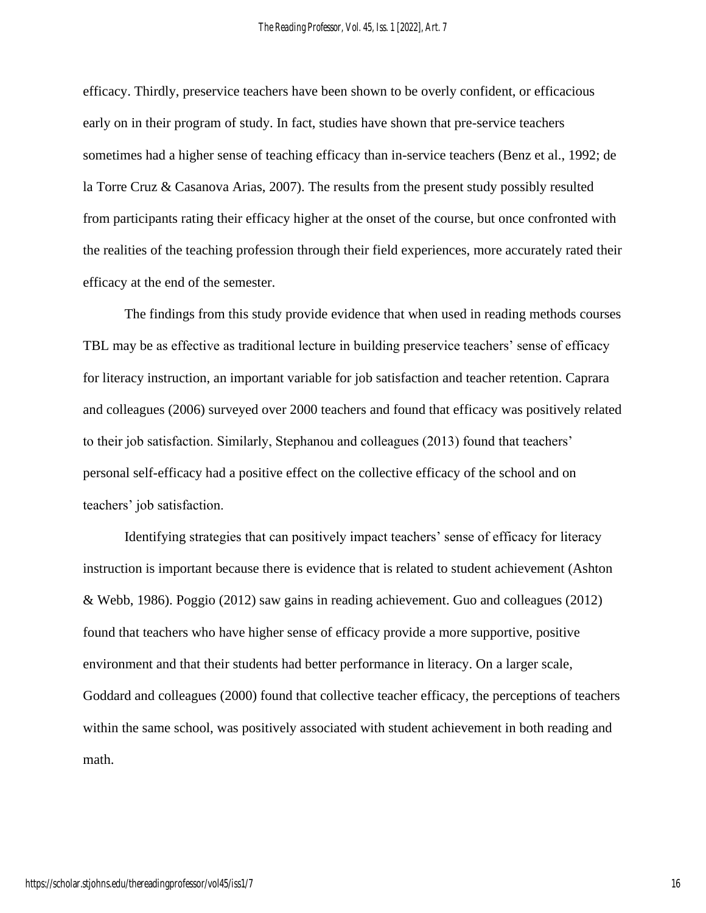efficacy. Thirdly, preservice teachers have been shown to be overly confident, or efficacious early on in their program of study. In fact, studies have shown that pre-service teachers sometimes had a higher sense of teaching efficacy than in-service teachers (Benz et al., 1992; de la Torre Cruz & Casanova Arias, 2007). The results from the present study possibly resulted from participants rating their efficacy higher at the onset of the course, but once confronted with the realities of the teaching profession through their field experiences, more accurately rated their efficacy at the end of the semester.

The findings from this study provide evidence that when used in reading methods courses TBL may be as effective as traditional lecture in building preservice teachers' sense of efficacy for literacy instruction, an important variable for job satisfaction and teacher retention. Caprara and colleagues (2006) surveyed over 2000 teachers and found that efficacy was positively related to their job satisfaction. Similarly, Stephanou and colleagues (2013) found that teachers' personal self-efficacy had a positive effect on the collective efficacy of the school and on teachers' job satisfaction.

Identifying strategies that can positively impact teachers' sense of efficacy for literacy instruction is important because there is evidence that is related to student achievement (Ashton & Webb, 1986). Poggio (2012) saw gains in reading achievement. Guo and colleagues (2012) found that teachers who have higher sense of efficacy provide a more supportive, positive environment and that their students had better performance in literacy. On a larger scale, Goddard and colleagues (2000) found that collective teacher efficacy, the perceptions of teachers within the same school, was positively associated with student achievement in both reading and math.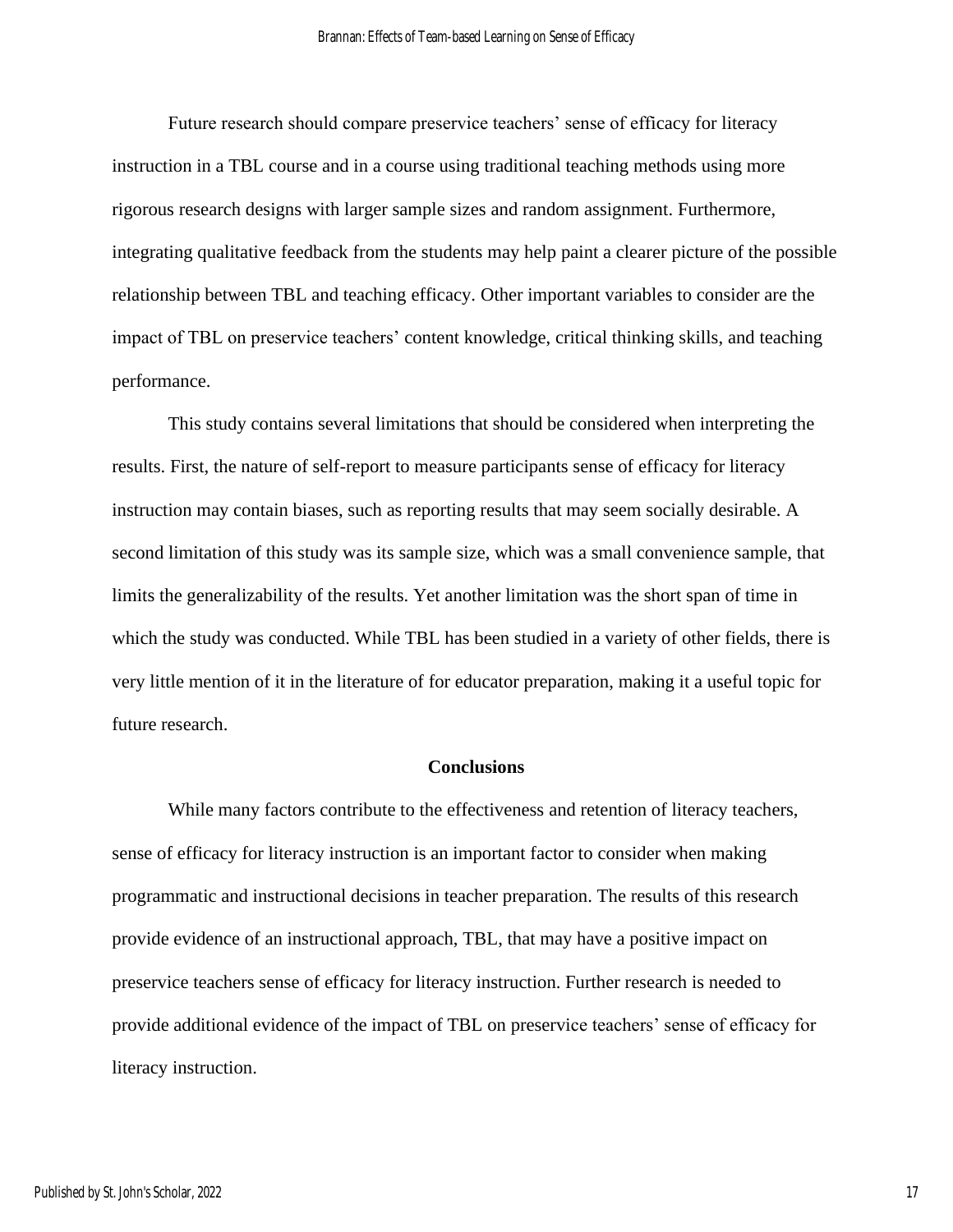Future research should compare preservice teachers' sense of efficacy for literacy instruction in a TBL course and in a course using traditional teaching methods using more rigorous research designs with larger sample sizes and random assignment. Furthermore, integrating qualitative feedback from the students may help paint a clearer picture of the possible relationship between TBL and teaching efficacy. Other important variables to consider are the impact of TBL on preservice teachers' content knowledge, critical thinking skills, and teaching performance.

This study contains several limitations that should be considered when interpreting the results. First, the nature of self-report to measure participants sense of efficacy for literacy instruction may contain biases, such as reporting results that may seem socially desirable. A second limitation of this study was its sample size, which was a small convenience sample, that limits the generalizability of the results. Yet another limitation was the short span of time in which the study was conducted. While TBL has been studied in a variety of other fields, there is very little mention of it in the literature of for educator preparation, making it a useful topic for future research.

## Conclusions

While many factors contribute to the effectiveness and retention of literacy teachers, sense of efficacy for literacy instruction is an important factor to consider when making programmatic and instructional decisions in teacher preparation. The results of this research provide evidence of an instructional approach, TBL, that may have a positive impact on preservice teachers sense of efficacy for literacy instruction. Further research is needed to provide additional evidence of the impact of TBL on preservice teachers' sense of efficacy for literacy instruction.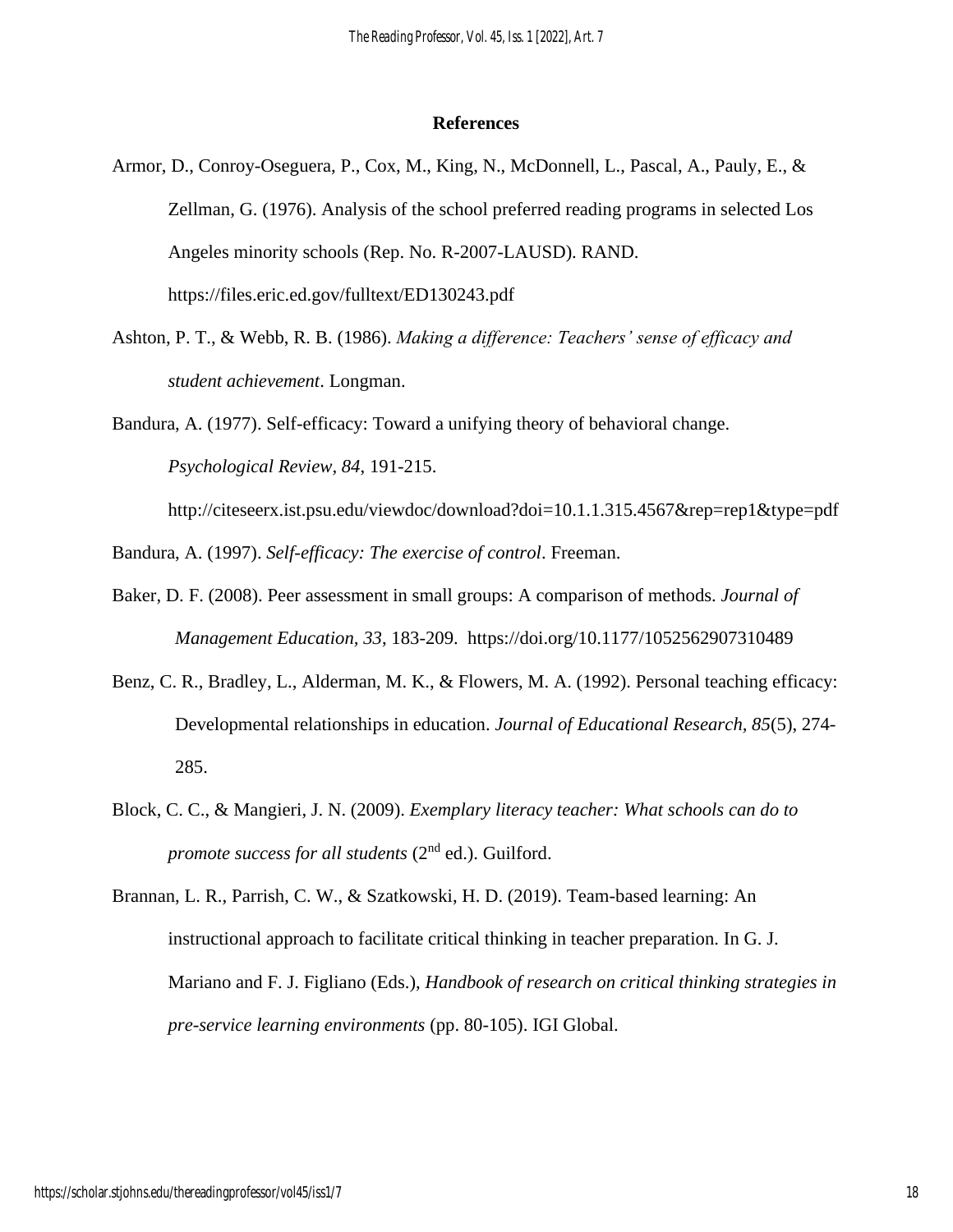## References

Armor, D., Conroy-Oseguera, P., Cox, M., King, N., McDonnell, L., Pascal, A., Pauly, E., & Zellman, G. (1976). Analysis of the school preferred reading programs in selected Los Angeles minority schools (Rep. No. R-2007-LAUSD). RAND. https://files.eric.ed.gov/fulltext/ED130243.pdf

Ashton, P. T., & Webb, R. B. (1986). *Making a difference: Teachers' sense of efficacy and student achievement*. Longman.

Bandura, A. (1977). Self-efficacy: Toward a unifying theory of behavioral change. *Psychological Review, 84*, 191-215. http://citeseerx.ist.psu.edu/viewdoc/download?doi=10.1.1.315.4567&rep=rep1&type=pdf

Bandura, A. (1997). *Self-efficacy: The exercise of control*. Freeman.

Baker, D. F. (2008). Peer assessment in small groups: A comparison of methods. *Journal of Management Education, 33*, 183-209. https://doi.org/10.1177/1052562907310489

Benz, C. R., Bradley, L., Alderman, M. K., & Flowers, M. A. (1992). Personal teaching efficacy: Developmental relationships in education. *Journal of Educational Research, 85*(5), 274-285.

Block, C. C., & Mangieri, J. N. (2009). *Exemplary literacy teacher: What schools can do to promote success for all students* (2nd ed.). Guilford.

Brannan, L. R., Parrish, C. W., & Szatkowski, H. D. (2019). Team-based learning: An instructional approach to facilitate critical thinking in teacher preparation. In G. J. Mariano and F. J. Figliano (Eds.), *Handbook of research on critical thinking strategies in pre-service learning environments* (pp. 80-105). IGI Global.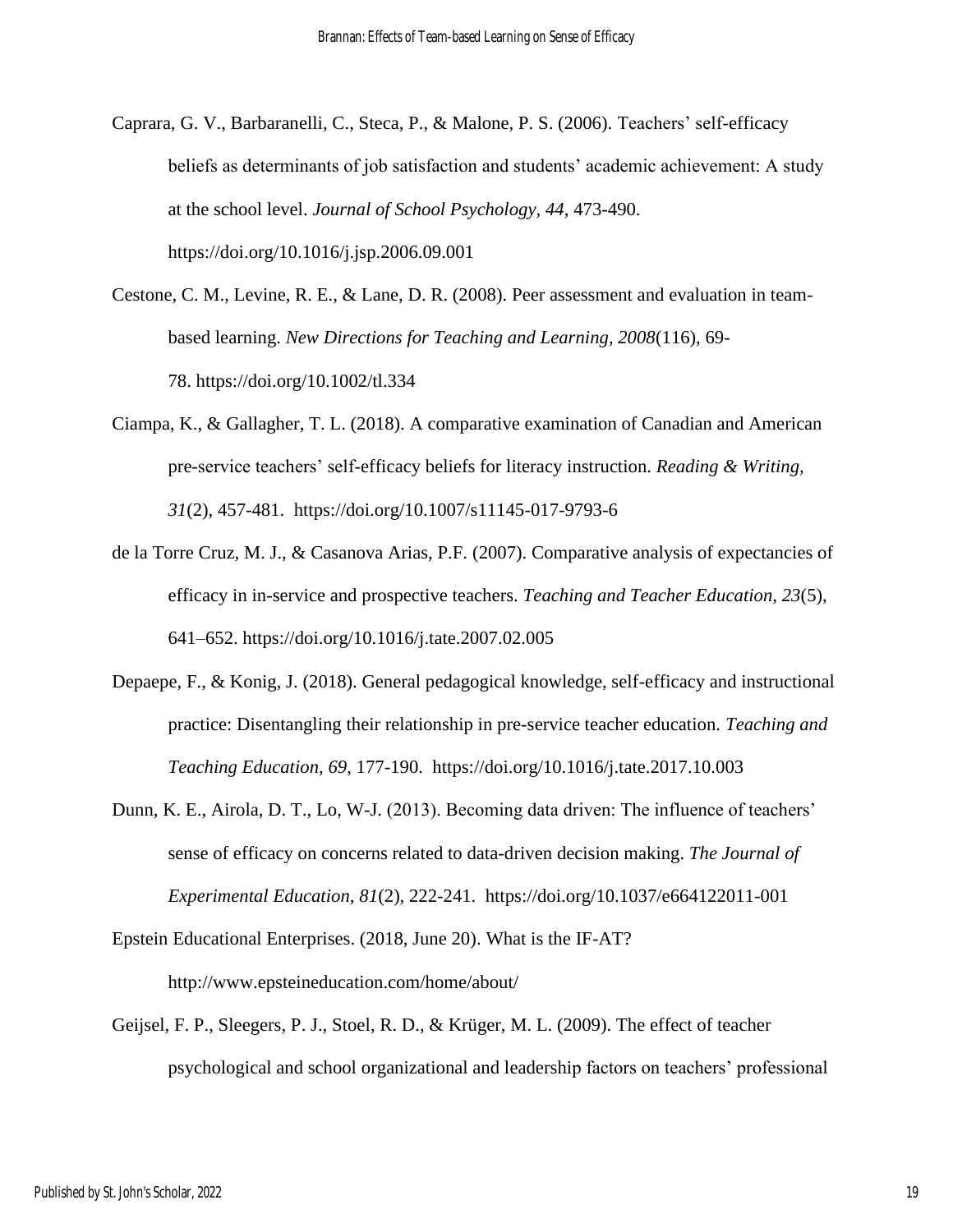Caprara, G. V., Barbaranelli, C., Steca, P., & Malone, P. S. (2006). Teachers' self-efficacy beliefs as determinants of job satisfaction and students' academic achievement: A study at the school level. *Journal of School Psychology, 44*, 473-490. https://doi.org/10.1016/j.jsp.2006.09.001

Cestone, C. M., Levine, R. E., & Lane, D. R. (2008). Peer assessment and evaluation in team-based learning. *New Directions for Teaching and Learning, 2008*(116), 69-78. https://doi.org/10.1002/tl.334

Ciampa, K., & Gallagher, T. L. (2018). A comparative examination of Canadian and American pre-service teachers' self-efficacy beliefs for literacy instruction. *Reading & Writing, 31*(2), 457-481. https://doi.org/10.1007/s11145-017-9793-6

de la Torre Cruz, M. J., & Casanova Arias, P.F. (2007). Comparative analysis of expectancies of efficacy in in-service and prospective teachers. *Teaching and Teacher Education, 23*(5), 641–652. https://doi.org/10.1016/j.tate.2007.02.005

Depaepe, F., & Konig, J. (2018). General pedagogical knowledge, self-efficacy and instructional practice: Disentangling their relationship in pre-service teacher education. *Teaching and Teaching Education, 69*, 177-190. https://doi.org/10.1016/j.tate.2017.10.003

Dunn, K. E., Airola, D. T., Lo, W-J. (2013). Becoming data driven: The influence of teachers' sense of efficacy on concerns related to data-driven decision making. *The Journal of Experimental Education, 81*(2), 222-241. https://doi.org/10.1037/e664122011-001

Epstein Educational Enterprises. (2018, June 20). What is the IF-AT? http://www.epsteineducation.com/home/about/

Geijsel, F. P., Sleegers, P. J., Stoel, R. D., & Krüger, M. L. (2009). The effect of teacher psychological and school organizational and leadership factors on teachers' professional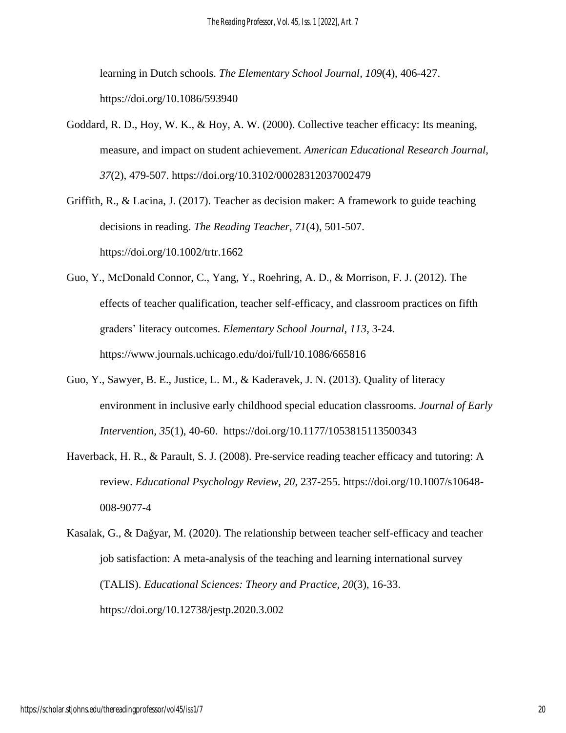learning in Dutch schools. *The Elementary School Journal, 109*(4), 406-427. https://doi.org/10.1086/593940

Goddard, R. D., Hoy, W. K., & Hoy, A. W. (2000). Collective teacher efficacy: Its meaning, measure, and impact on student achievement. *American Educational Research Journal, 37*(2), 479-507. https://doi.org/10.3102/00028312037002479

Griffith, R., & Lacina, J. (2017). Teacher as decision maker: A framework to guide teaching decisions in reading. *The Reading Teacher, 71*(4), 501-507. https://doi.org/10.1002/trtr.1662

Guo, Y., McDonald Connor, C., Yang, Y., Roehring, A. D., & Morrison, F. J. (2012). The effects of teacher qualification, teacher self-efficacy, and classroom practices on fifth graders' literacy outcomes. *Elementary School Journal, 113*, 3-24. https://www.journals.uchicago.edu/doi/full/10.1086/665816

Guo, Y., Sawyer, B. E., Justice, L. M., & Kaderavek, J. N. (2013). Quality of literacy environment in inclusive early childhood special education classrooms. *Journal of Early Intervention, 35*(1), 40-60. https://doi.org/10.1177/1053815113500343

Haverback, H. R., & Parault, S. J. (2008). Pre-service reading teacher efficacy and tutoring: A review. *Educational Psychology Review, 20*, 237-255. https://doi.org/10.1007/s10648-008-9077-4

Kasalak, G., & Dağyar, M. (2020). The relationship between teacher self-efficacy and teacher job satisfaction: A meta-analysis of the teaching and learning international survey (TALIS). *Educational Sciences: Theory and Practice, 20*(3), 16-33. https://doi.org/10.12738/jestp.2020.3.002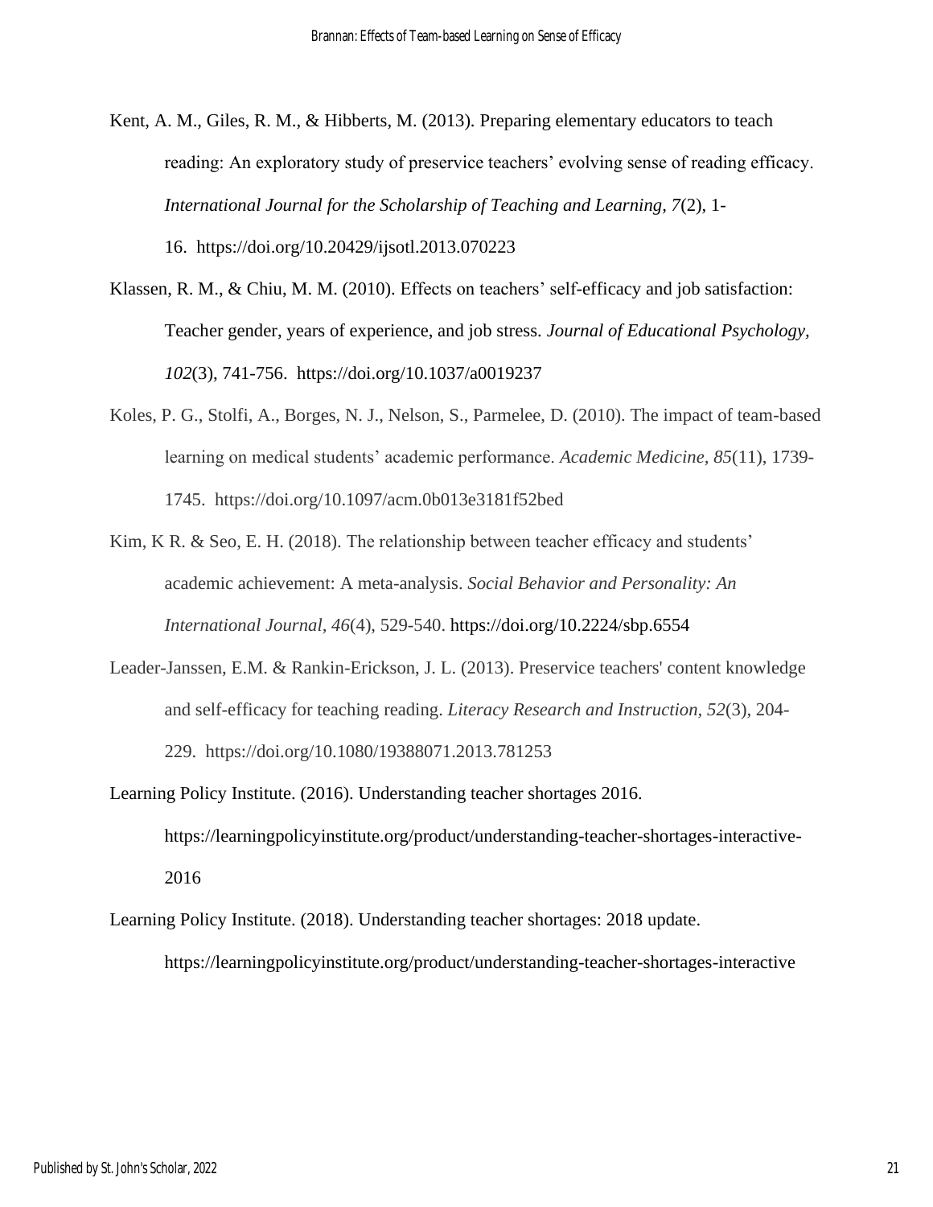Kent, A. M., Giles, R. M., & Hibberts, M. (2013). Preparing elementary educators to teach reading: An exploratory study of preservice teachers' evolving sense of reading efficacy. *International Journal for the Scholarship of Teaching and Learning, 7*(2), 1-16. https://doi.org/10.20429/ijsotl.2013.070223

Klassen, R. M., & Chiu, M. M. (2010). Effects on teachers' self-efficacy and job satisfaction: Teacher gender, years of experience, and job stress. *Journal of Educational Psychology, 102*(3), 741-756. https://doi.org/10.1037/a0019237

Koles, P. G., Stolfi, A., Borges, N. J., Nelson, S., Parmelee, D. (2010). The impact of team-based learning on medical students' academic performance. *Academic Medicine, 85*(11), 1739-1745. https://doi.org/10.1097/acm.0b013e3181f52bed

Kim, K R. & Seo, E. H. (2018). The relationship between teacher efficacy and students' academic achievement: A meta-analysis. *Social Behavior and Personality: An International Journal, 46*(4), 529-540. https://doi.org/10.2224/sbp.6554

Leader-Janssen, E.M. & Rankin-Erickson, J. L. (2013). Preservice teachers' content knowledge and self-efficacy for teaching reading. *Literacy Research and Instruction, 52*(3), 204-229. https://doi.org/10.1080/19388071.2013.781253

Learning Policy Institute. (2016). Understanding teacher shortages 2016. https://learningpolicyinstitute.org/product/understanding-teacher-shortages-interactive-2016

Learning Policy Institute. (2018). Understanding teacher shortages: 2018 update. https://learningpolicyinstitute.org/product/understanding-teacher-shortages-interactive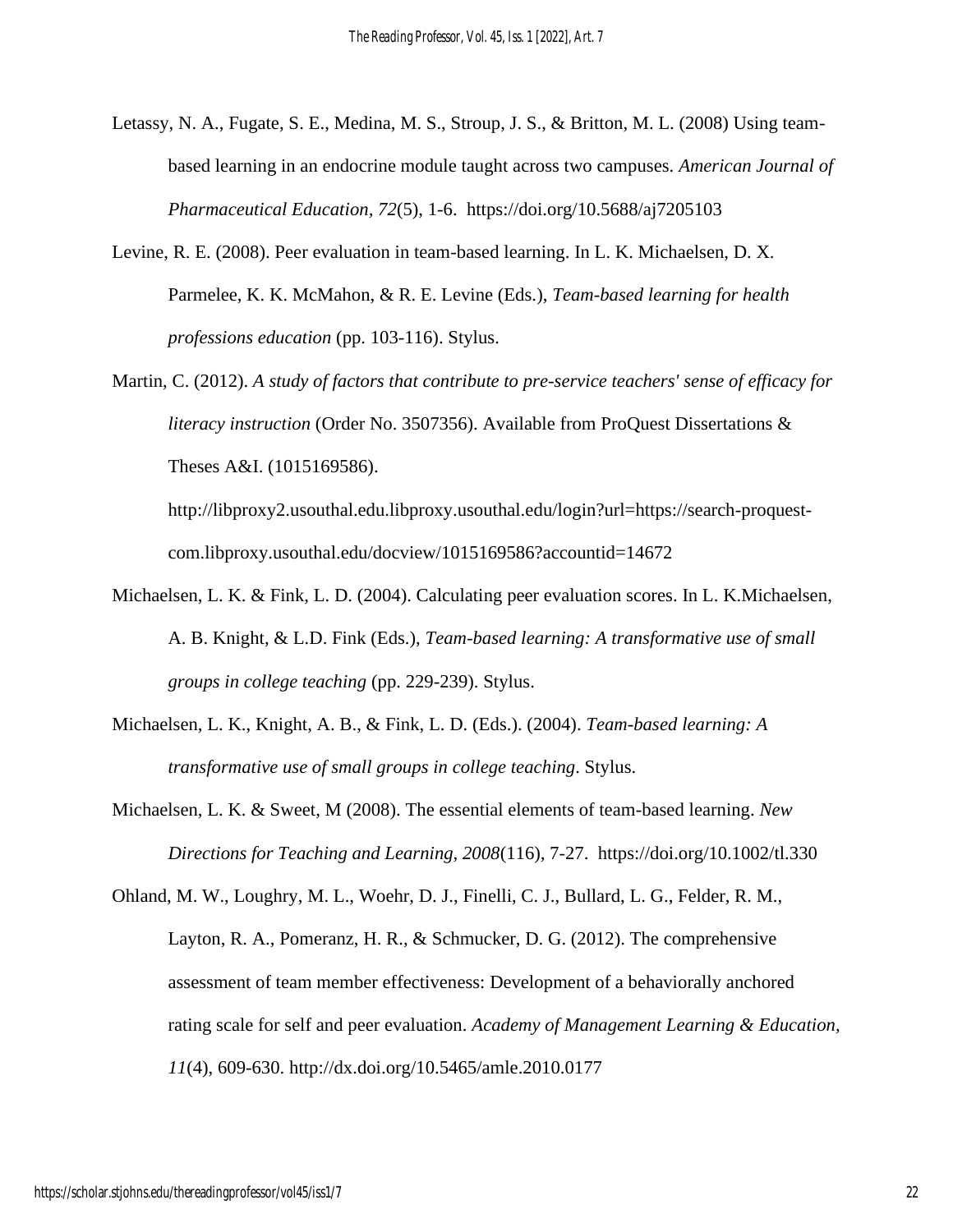Letassy, N. A., Fugate, S. E., Medina, M. S., Stroup, J. S., & Britton, M. L. (2008) Using team-based learning in an endocrine module taught across two campuses. *American Journal of Pharmaceutical Education*, *72*(5), 1-6. https://doi.org/10.5688/aj7205103

Levine, R. E. (2008). Peer evaluation in team-based learning. In L. K. Michaelsen, D. X. Parmelee, K. K. McMahon, & R. E. Levine (Eds.), *Team-based learning for health professions education* (pp. 103-116). Stylus.

Martin, C. (2012). *A study of factors that contribute to pre-service teachers' sense of efficacy for literacy instruction* (Order No. 3507356). Available from ProQuest Dissertations & Theses A&I. (1015169586). http://libproxy2.usouthal.edu.libproxy.usouthal.edu/login?url=https://search-proquest-com.libproxy.usouthal.edu/docview/1015169586?accountid=14672

Michaelsen, L. K. & Fink, L. D. (2004). Calculating peer evaluation scores. In L. K.Michaelsen, A. B. Knight, & L.D. Fink (Eds.), *Team-based learning: A transformative use of small groups in college teaching* (pp. 229-239). Stylus.

Michaelsen, L. K., Knight, A. B., & Fink, L. D. (Eds.). (2004). *Team-based learning: A transformative use of small groups in college teaching*. Stylus.

Michaelsen, L. K. & Sweet, M (2008). The essential elements of team-based learning. *New Directions for Teaching and Learning, 2008*(116), 7-27. https://doi.org/10.1002/tl.330

Ohland, M. W., Loughry, M. L., Woehr, D. J., Finelli, C. J., Bullard, L. G., Felder, R. M., Layton, R. A., Pomeranz, H. R., & Schmucker, D. G. (2012). The comprehensive assessment of team member effectiveness: Development of a behaviorally anchored rating scale for self and peer evaluation. *Academy of Management Learning & Education, 11*(4), 609-630. http://dx.doi.org/10.5465/amle.2010.0177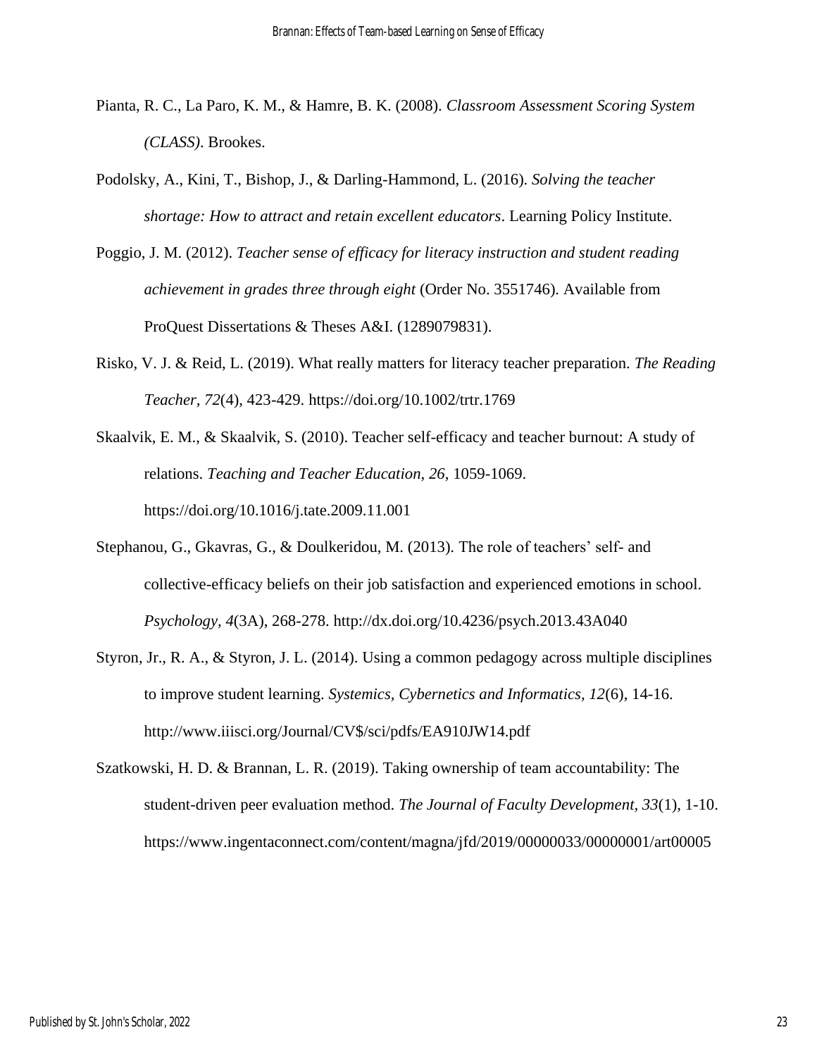Pianta, R. C., La Paro, K. M., & Hamre, B. K. (2008). *Classroom Assessment Scoring System (CLASS)*. Brookes.

Podolsky, A., Kini, T., Bishop, J., & Darling-Hammond, L. (2016). *Solving the teacher shortage: How to attract and retain excellent educators*. Learning Policy Institute.

Poggio, J. M. (2012). *Teacher sense of efficacy for literacy instruction and student reading achievement in grades three through eight* (Order No. 3551746). Available from ProQuest Dissertations & Theses A&I. (1289079831).

Risko, V. J. & Reid, L. (2019). What really matters for literacy teacher preparation. *The Reading Teacher, 72*(4), 423-429. https://doi.org/10.1002/trtr.1769

Skaalvik, E. M., & Skaalvik, S. (2010). Teacher self-efficacy and teacher burnout: A study of relations. *Teaching and Teacher Education, 26*, 1059-1069. https://doi.org/10.1016/j.tate.2009.11.001

Stephanou, G., Gkavras, G., & Doulkeridou, M. (2013). The role of teachers' self- and collective-efficacy beliefs on their job satisfaction and experienced emotions in school. *Psychology, 4*(3A), 268-278. http://dx.doi.org/10.4236/psych.2013.43A040

Styron, Jr., R. A., & Styron, J. L. (2014). Using a common pedagogy across multiple disciplines to improve student learning. *Systemics, Cybernetics and Informatics, 12*(6), 14-16. http://www.iiisci.org/Journal/CV$/sci/pdfs/EA910JW14.pdf

Szatkowski, H. D. & Brannan, L. R. (2019). Taking ownership of team accountability: The student-driven peer evaluation method. *The Journal of Faculty Development, 33*(1), 1-10. https://www.ingentaconnect.com/content/magna/jfd/2019/00000033/00000001/art00005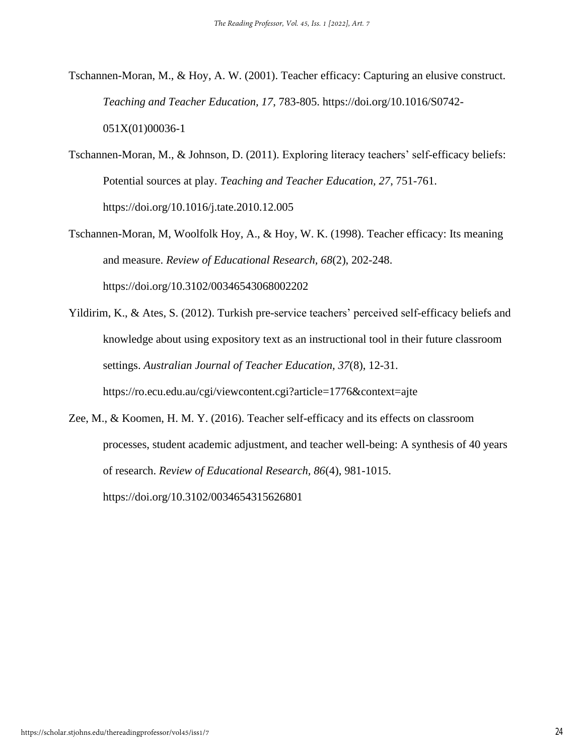Tschannen-Moran, M., & Hoy, A. W. (2001). Teacher efficacy: Capturing an elusive construct. *Teaching and Teacher Education, 17*, 783-805. https://doi.org/10.1016/S0742-051X(01)00036-1

Tschannen-Moran, M., & Johnson, D. (2011). Exploring literacy teachers' self-efficacy beliefs: Potential sources at play. *Teaching and Teacher Education, 27*, 751-761. https://doi.org/10.1016/j.tate.2010.12.005

Tschannen-Moran, M, Woolfolk Hoy, A., & Hoy, W. K. (1998). Teacher efficacy: Its meaning and measure. *Review of Educational Research, 68*(2), 202-248. https://doi.org/10.3102/00346543068002202

Yildirim, K., & Ates, S. (2012). Turkish pre-service teachers' perceived self-efficacy beliefs and knowledge about using expository text as an instructional tool in their future classroom settings. *Australian Journal of Teacher Education, 37*(8), 12-31. https://ro.ecu.edu.au/cgi/viewcontent.cgi?article=1776&context=ajte

Zee, M., & Koomen, H. M. Y. (2016). Teacher self-efficacy and its effects on classroom processes, student academic adjustment, and teacher well-being: A synthesis of 40 years of research. *Review of Educational Research, 86*(4), 981-1015. https://doi.org/10.3102/0034654315626801